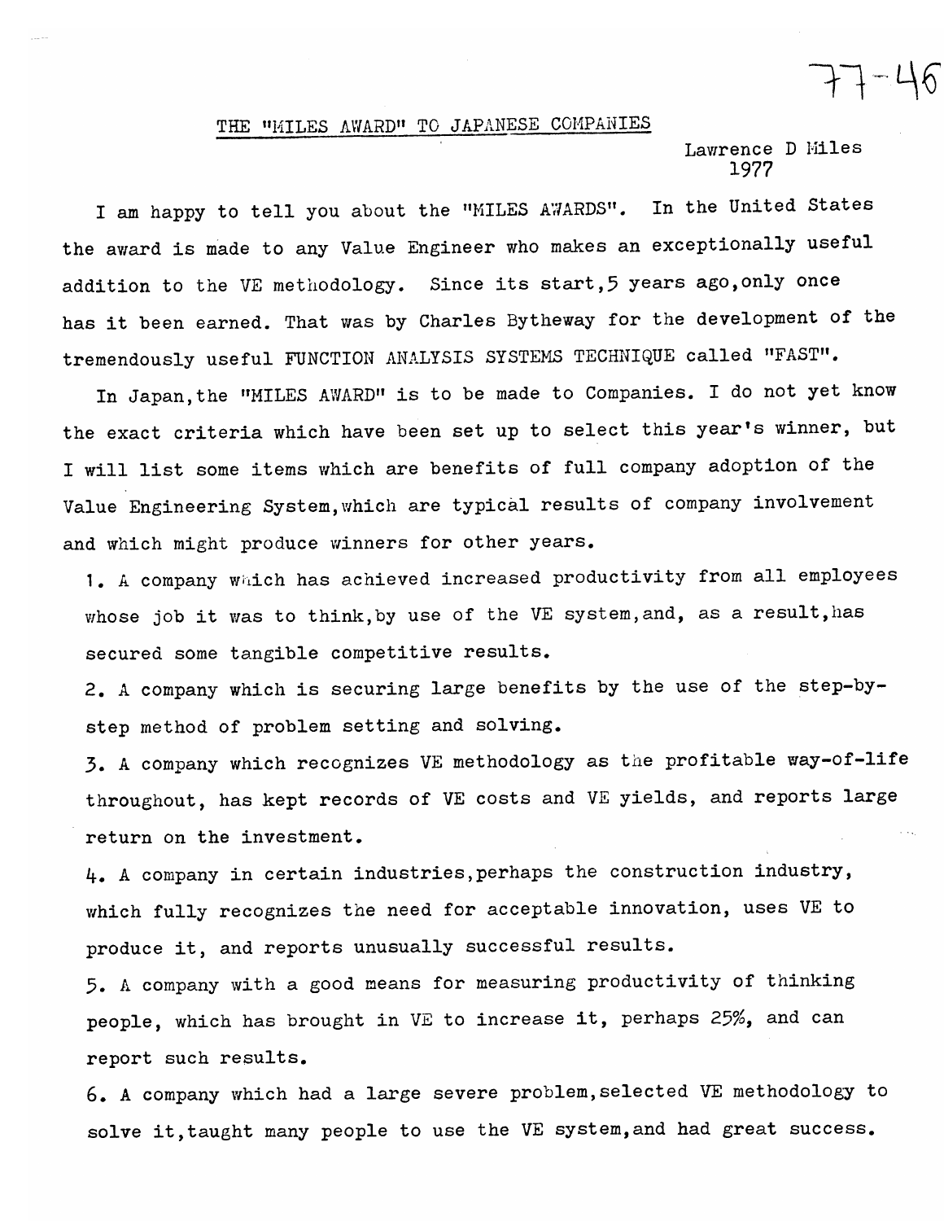77-46

# THE "MILES AWARD" TO JAPANESE COMPANIES

Lawrence D Miles
1977

I am happy to tell you about the "MILES AWARDS". In the United States the award is made to any Value Engineer who makes an exceptionally useful addition to the VE methodology. Since its start,5 years ago,only once has it been earned. That was by Charles Bytheway for the development of the tremendously useful FUNCTION ANALYSIS SYSTEMS TECHNIQUE called "FAST".

In Japan,the "MILES AWARD" is to be made to Companies. I do not yet know the exact criteria which have been set up to select this year's winner, but I will list some items which are benefits of full company adoption of the Value Engineering System,which are typical results of company involvement and which might produce winners for other years.

1. A company which has achieved increased productivity from all employees whose job it was to think,by use of the VE system,and, as a result,has secured some tangible competitive results.
2. A company which is securing large benefits by the use of the step-by-step method of problem setting and solving.
3. A company which recognizes VE methodology as the profitable way-of-life throughout, has kept records of VE costs and VE yields, and reports large return on the investment.
4. A company in certain industries,perhaps the construction industry, which fully recognizes the need for acceptable innovation, uses VE to produce it, and reports unusually successful results.
5. A company with a good means for measuring productivity of thinking people, which has brought in VE to increase it, perhaps 25%, and can report such results.
6. A company which had a large severe problem,selected VE methodology to solve it,taught many people to use the VE system,and had great success.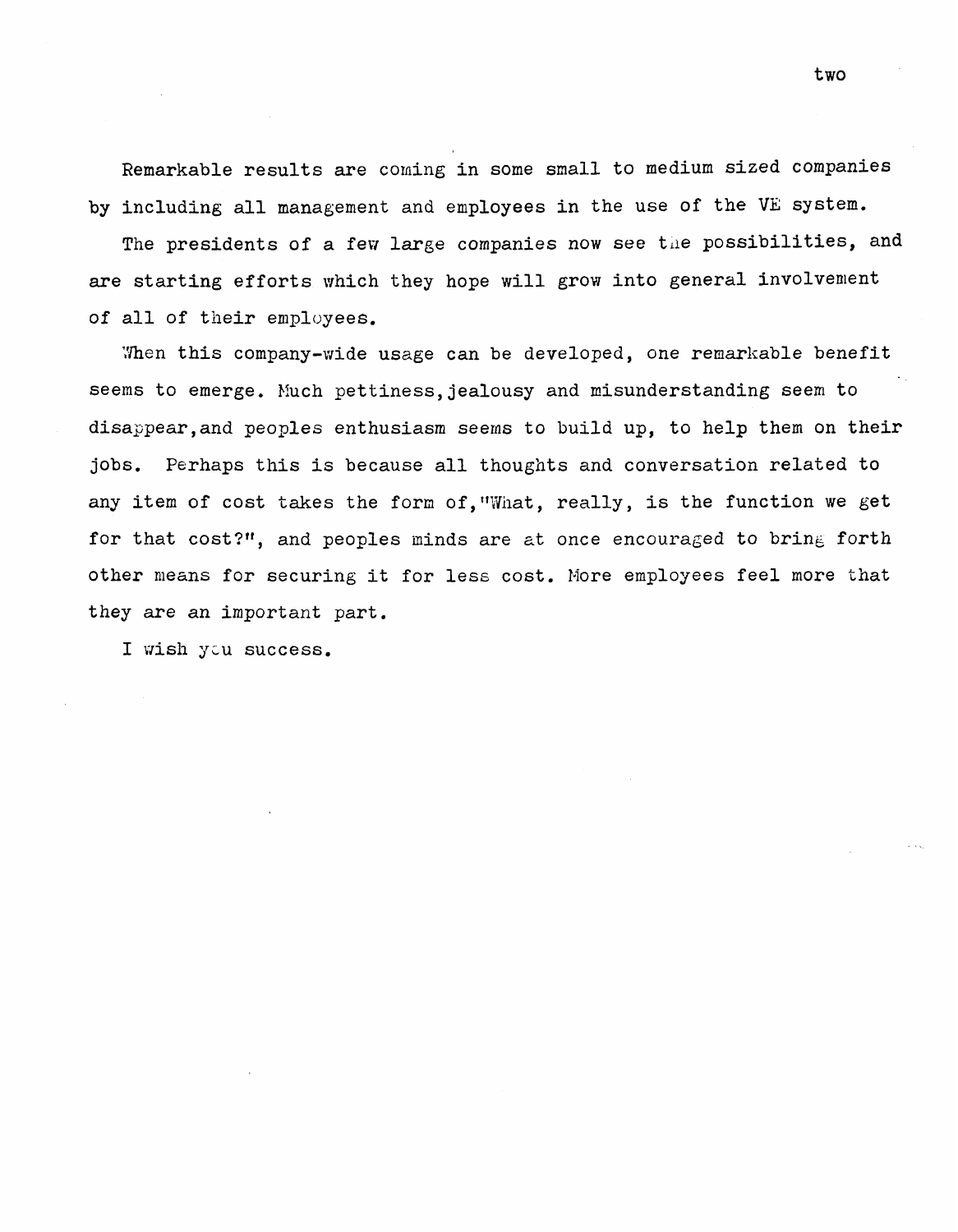Remarkable results are coming in some small to medium sized companies by including all management and employees in the use of the VE system.

The presidents of a few large companies now see the possibilities, and are starting efforts which they hope will grow into general involvement of all of their employees.

When this company-wide usage can be developed, one remarkable benefit seems to emerge. Much pettiness, jealousy and misunderstanding seem to disappear, and peoples enthusiasm seems to build up, to help them on their jobs. Perhaps this is because all thoughts and conversation related to any item of cost takes the form of, "What, really, is the function we get for that cost?", and peoples minds are at once encouraged to bring forth other means for securing it for less cost. More employees feel more that they are an important part.

I wish you success.